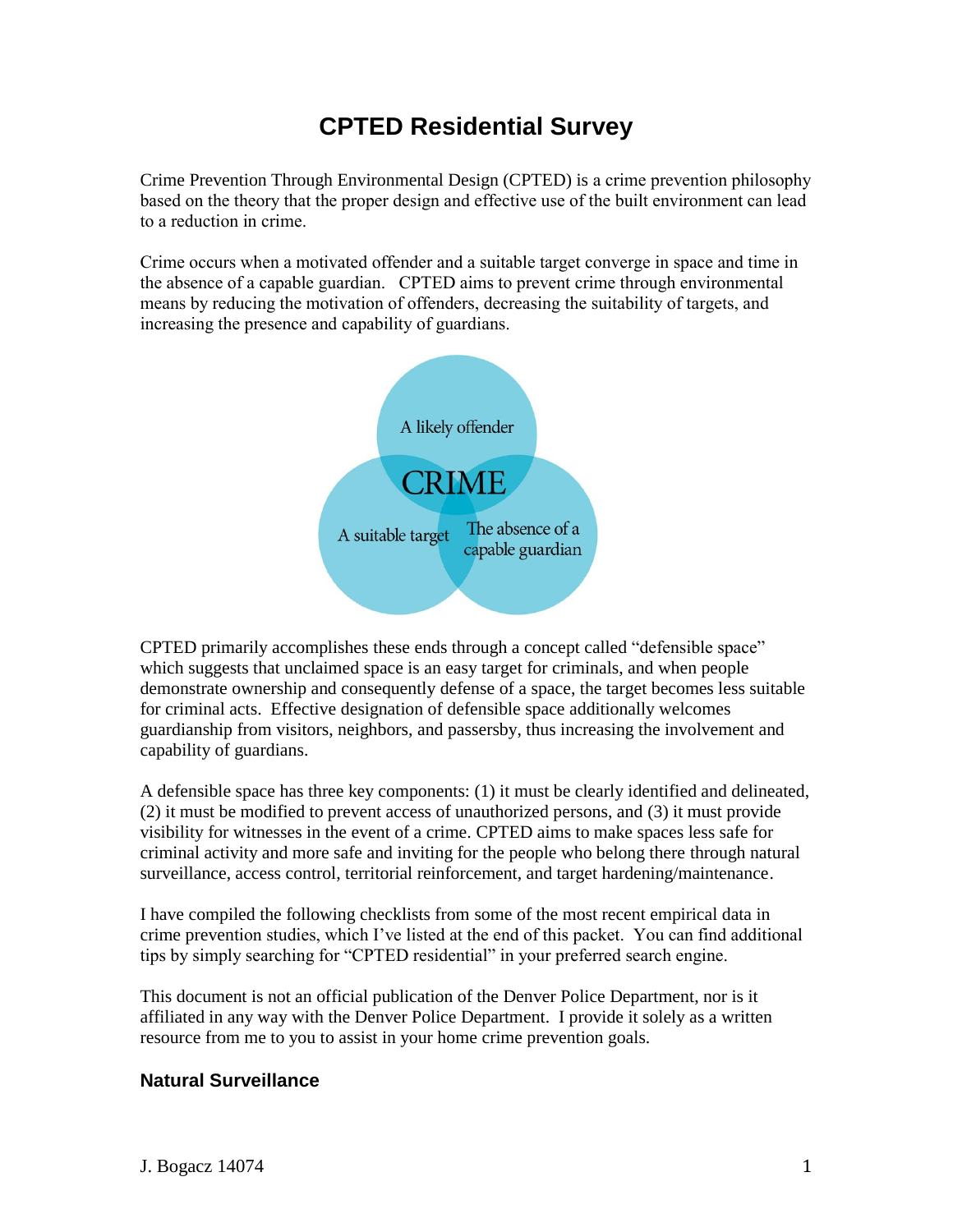# CPTED Residential Survey

Crime Prevention Through Environmental Design (CPTED) is a crime prevention philosophy based on the theory that the proper design and effective use of the built environment can lead to a reduction in crime.

Crime occurs when a motivated offender and a suitable target converge in space and time in the absence of a capable guardian. CPTED aims to prevent crime through environmental means by reducing the motivation of offenders, decreasing the suitability of targets, and increasing the presence and capability of guardians.

A likely offender

CRIME

A suitable target

The absence of a capable guardian

CPTED primarily accomplishes these ends through a concept called "defensible space" which suggests that unclaimed space is an easy target for criminals, and when people demonstrate ownership and consequently defense of a space, the target becomes less suitable for criminal acts. Effective designation of defensible space additionally welcomes guardianship from visitors, neighbors, and passersby, thus increasing the involvement and capability of guardians.

A defensible space has three key components: (1) it must be clearly identified and delineated, (2) it must be modified to prevent access of unauthorized persons, and (3) it must provide visibility for witnesses in the event of a crime. CPTED aims to make spaces less safe for criminal activity and more safe and inviting for the people who belong there through natural surveillance, access control, territorial reinforcement, and target hardening/maintenance.

I have compiled the following checklists from some of the most recent empirical data in crime prevention studies, which I've listed at the end of this packet. You can find additional tips by simply searching for "CPTED residential" in your preferred search engine.

This document is not an official publication of the Denver Police Department, nor is it affiliated in any way with the Denver Police Department. I provide it solely as a written resource from me to you to assist in your home crime prevention goals.

### Natural Surveillance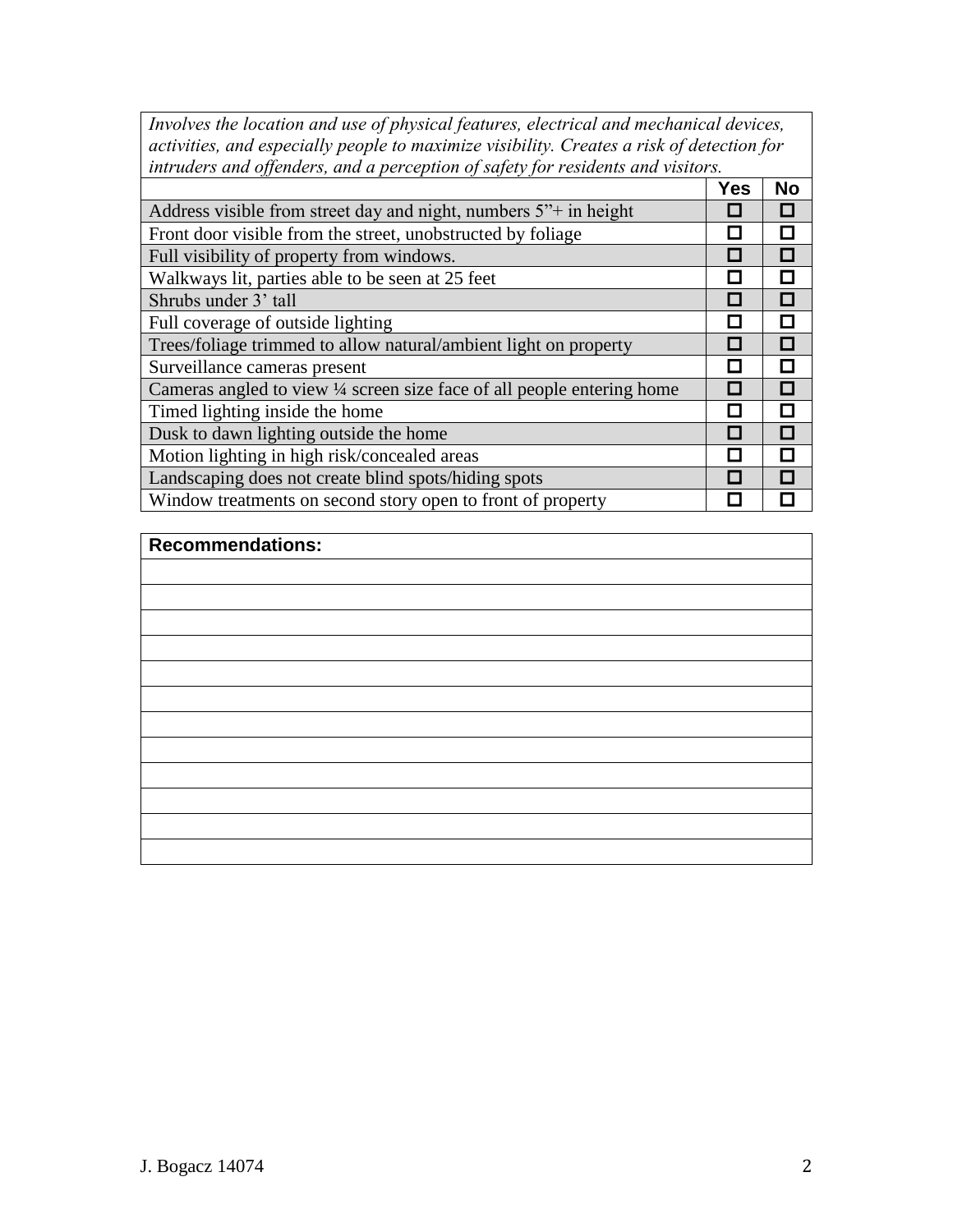| *Involves the location and use of physical features, electrical and mechanical devices, activities, and especially people to maximize visibility. Creates a risk of detection for intruders and offenders, and a perception of safety for residents and visitors.* | | |
|---|---|---|
| | **Yes** | **No** |
| Address visible from street day and night, numbers 5”+ in height | ☐ | ☐ |
| Front door visible from the street, unobstructed by foliage | ☐ | ☐ |
| Full visibility of property from windows. | ☐ | ☐ |
| Walkways lit, parties able to be seen at 25 feet | ☐ | ☐ |
| Shrubs under 3’ tall | ☐ | ☐ |
| Full coverage of outside lighting | ☐ | ☐ |
| Trees/foliage trimmed to allow natural/ambient light on property | ☐ | ☐ |
| Surveillance cameras present | ☐ | ☐ |
| Cameras angled to view ¼ screen size face of all people entering home | ☐ | ☐ |
| Timed lighting inside the home | ☐ | ☐ |
| Dusk to dawn lighting outside the home | ☐ | ☐ |
| Motion lighting in high risk/concealed areas | ☐ | ☐ |
| Landscaping does not create blind spots/hiding spots | ☐ | ☐ |
| Window treatments on second story open to front of property | ☐ | ☐ |

| **Recommendations:** |
|---|
| |
| |
| |
| |
| |
| |
| |
| |
| |
| |
| |
| |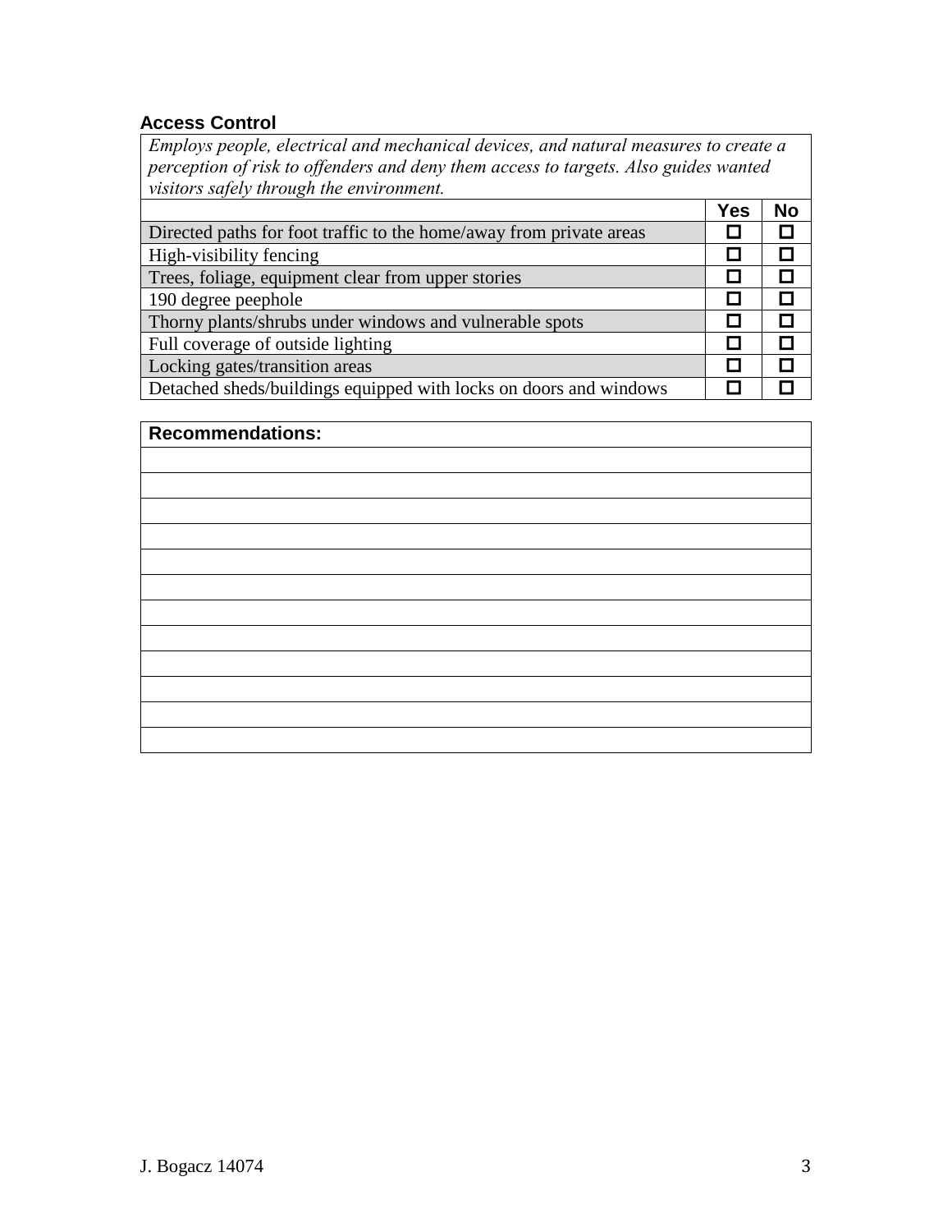## Access Control

*Employs people, electrical and mechanical devices, and natural measures to create a perception of risk to offenders and deny them access to targets. Also guides wanted visitors safely through the environment.*

| | Yes | No |
|---|---|---|
| Directed paths for foot traffic to the home/away from private areas | ☐ | ☐ |
| High-visibility fencing | ☐ | ☐ |
| Trees, foliage, equipment clear from upper stories | ☐ | ☐ |
| 190 degree peephole | ☐ | ☐ |
| Thorny plants/shrubs under windows and vulnerable spots | ☐ | ☐ |
| Full coverage of outside lighting | ☐ | ☐ |
| Locking gates/transition areas | ☐ | ☐ |
| Detached sheds/buildings equipped with locks on doors and windows | ☐ | ☐ |

| **Recommendations:** |
|---|
| |
| |
| |
| |
| |
| |
| |
| |
| |
| |
| |
| |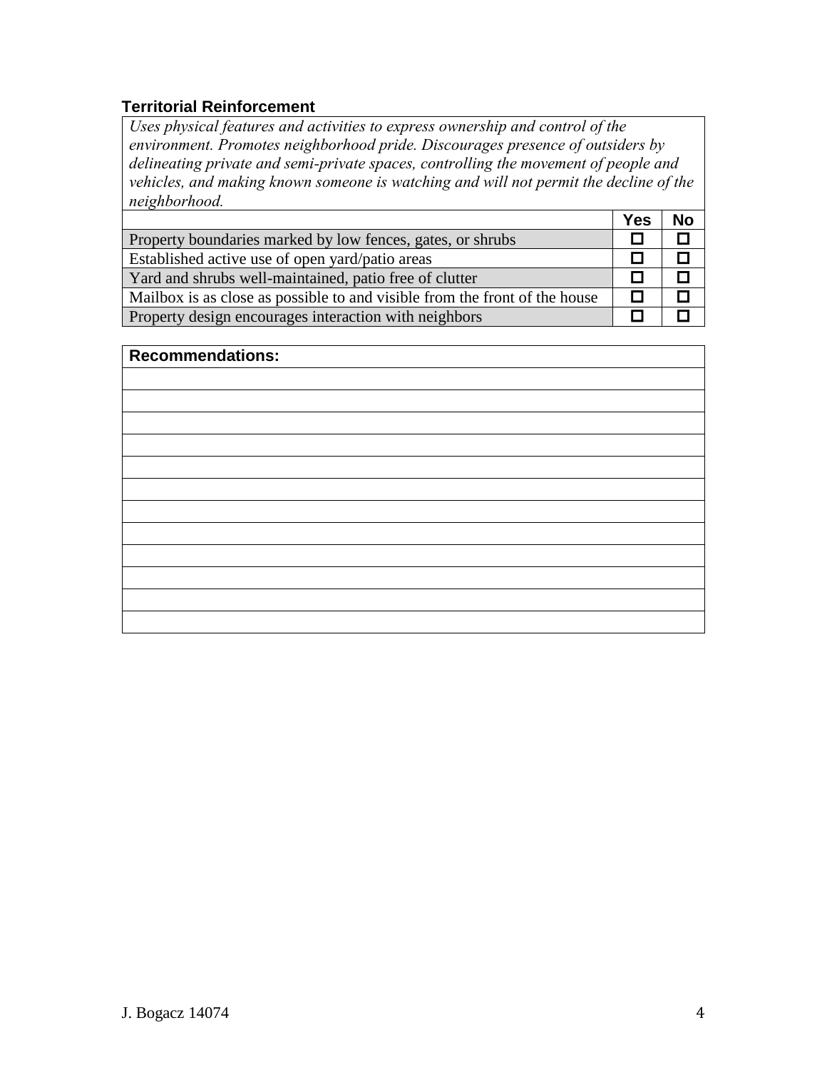### Territorial Reinforcement

*Uses physical features and activities to express ownership and control of the environment. Promotes neighborhood pride. Discourages presence of outsiders by delineating private and semi-private spaces, controlling the movement of people and vehicles, and making known someone is watching and will not permit the decline of the neighborhood.*

| | Yes | No |
|---|---|---|
| Property boundaries marked by low fences, gates, or shrubs | ☐ | ☐ |
| Established active use of open yard/patio areas | ☐ | ☐ |
| Yard and shrubs well-maintained, patio free of clutter | ☐ | ☐ |
| Mailbox is as close as possible to and visible from the front of the house | ☐ | ☐ |
| Property design encourages interaction with neighbors | ☐ | ☐ |

| Recommendations: |
|---|
| |
| |
| |
| |
| |
| |
| |
| |
| |
| |
| |
| |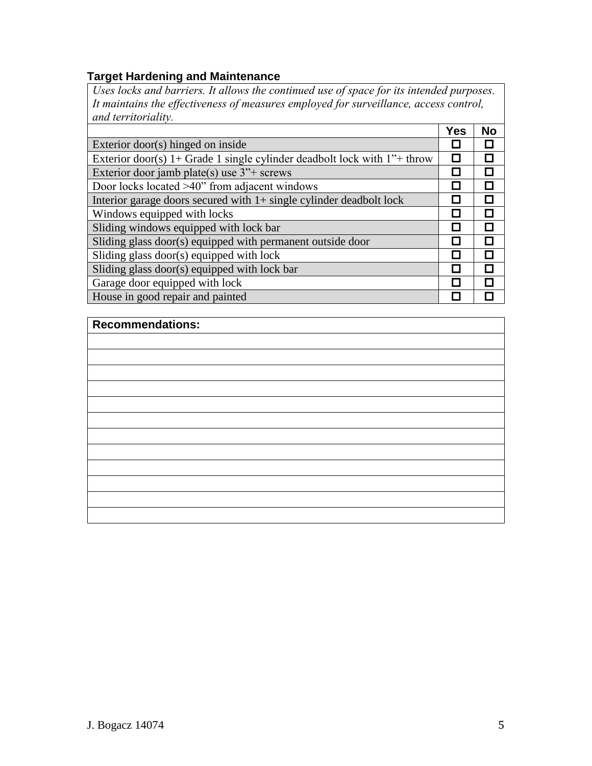### Target Hardening and Maintenance

| *Uses locks and barriers. It allows the continued use of space for its intended purposes. It maintains the effectiveness of measures employed for surveillance, access control, and territoriality.* | | |
|---|---|---|
| | **Yes** | **No** |
| Exterior door(s) hinged on inside | ☐ | ☐ |
| Exterior door(s) 1+ Grade 1 single cylinder deadbolt lock with 1”+ throw | ☐ | ☐ |
| Exterior door jamb plate(s) use 3”+ screws | ☐ | ☐ |
| Door locks located >40” from adjacent windows | ☐ | ☐ |
| Interior garage doors secured with 1+ single cylinder deadbolt lock | ☐ | ☐ |
| Windows equipped with locks | ☐ | ☐ |
| Sliding windows equipped with lock bar | ☐ | ☐ |
| Sliding glass door(s) equipped with permanent outside door | ☐ | ☐ |
| Sliding glass door(s) equipped with lock | ☐ | ☐ |
| Sliding glass door(s) equipped with lock bar | ☐ | ☐ |
| Garage door equipped with lock | ☐ | ☐ |
| House in good repair and painted | ☐ | ☐ |

| **Recommendations:** |
|---|
| |
| |
| |
| |
| |
| |
| |
| |
| |
| |
| |
| |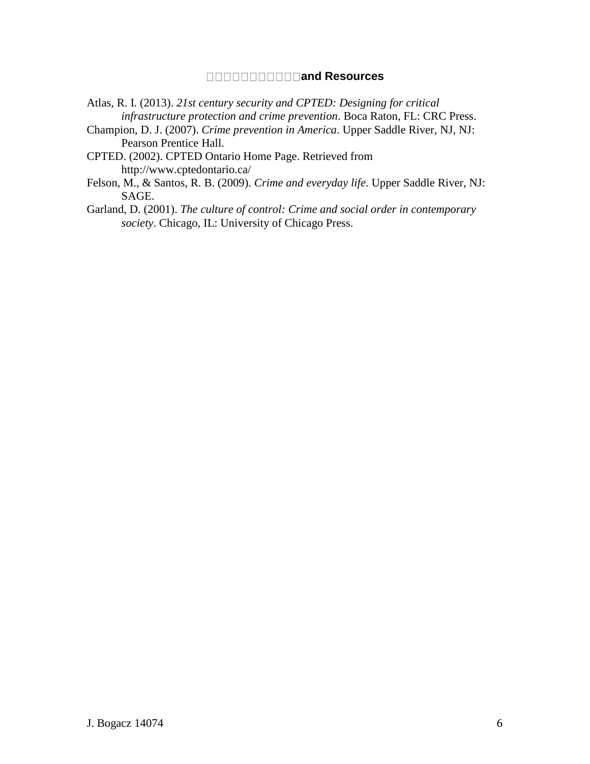## □□□□□□□□□□□□and Resources

Atlas, R. I. (2013). *21st century security and CPTED: Designing for critical infrastructure protection and crime prevention*. Boca Raton, FL: CRC Press.

Champion, D. J. (2007). *Crime prevention in America*. Upper Saddle River, NJ, NJ: Pearson Prentice Hall.

CPTED. (2002). CPTED Ontario Home Page. Retrieved from http://www.cptedontario.ca/

Felson, M., & Santos, R. B. (2009). *Crime and everyday life*. Upper Saddle River, NJ: SAGE.

Garland, D. (2001). *The culture of control: Crime and social order in contemporary society*. Chicago, IL: University of Chicago Press.